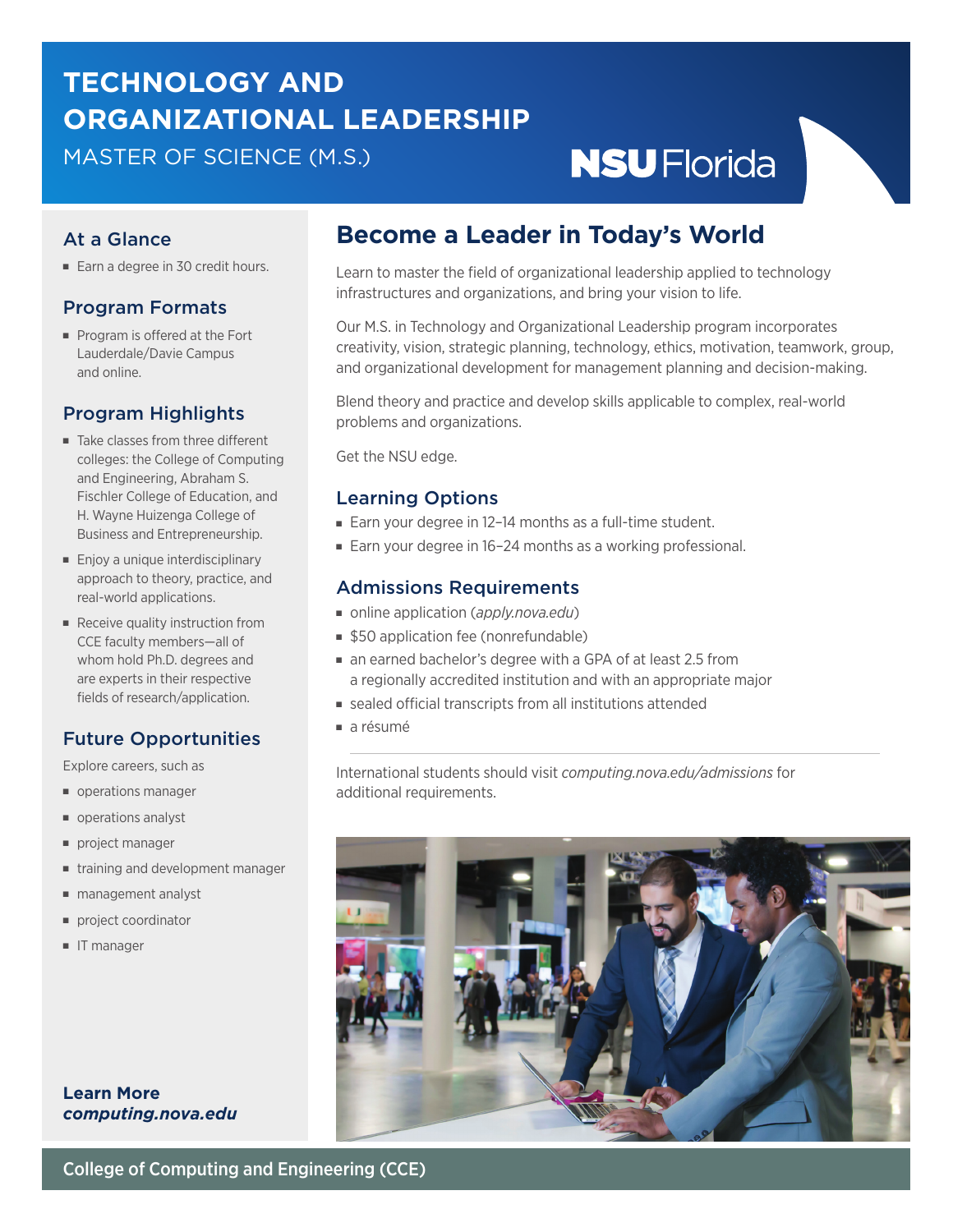# TECHNOLOGY AND ORGANIZATIONAL LEADERSHIP

MASTER OF SCIENCE (M.S.)

NSU Florida

## At a Glance

- Earn a degree in 30 credit hours.

## Program Formats

- Program is offered at the Fort Lauderdale/Davie Campus and online.

## Program Highlights

- Take classes from three different colleges: the College of Computing and Engineering, Abraham S. Fischler College of Education, and H. Wayne Huizenga College of Business and Entrepreneurship.
- Enjoy a unique interdisciplinary approach to theory, practice, and real-world applications.
- Receive quality instruction from CCE faculty members—all of whom hold Ph.D. degrees and are experts in their respective fields of research/application.

## Future Opportunities

Explore careers, such as

- operations manager
- operations analyst
- project manager
- training and development manager
- management analyst
- project coordinator
- IT manager

**Learn More**
***computing.nova.edu***

## Become a Leader in Today's World

Learn to master the field of organizational leadership applied to technology infrastructures and organizations, and bring your vision to life.

Our M.S. in Technology and Organizational Leadership program incorporates creativity, vision, strategic planning, technology, ethics, motivation, teamwork, group, and organizational development for management planning and decision-making.

Blend theory and practice and develop skills applicable to complex, real-world problems and organizations.

Get the NSU edge.

### Learning Options

- Earn your degree in 12–14 months as a full-time student.
- Earn your degree in 16–24 months as a working professional.

### Admissions Requirements

- online application (*apply.nova.edu*)
- $50 application fee (nonrefundable)
- an earned bachelor's degree with a GPA of at least 2.5 from a regionally accredited institution and with an appropriate major
- sealed official transcripts from all institutions attended
- a résumé

International students should visit *computing.nova.edu/admissions* for additional requirements.

College of Computing and Engineering (CCE)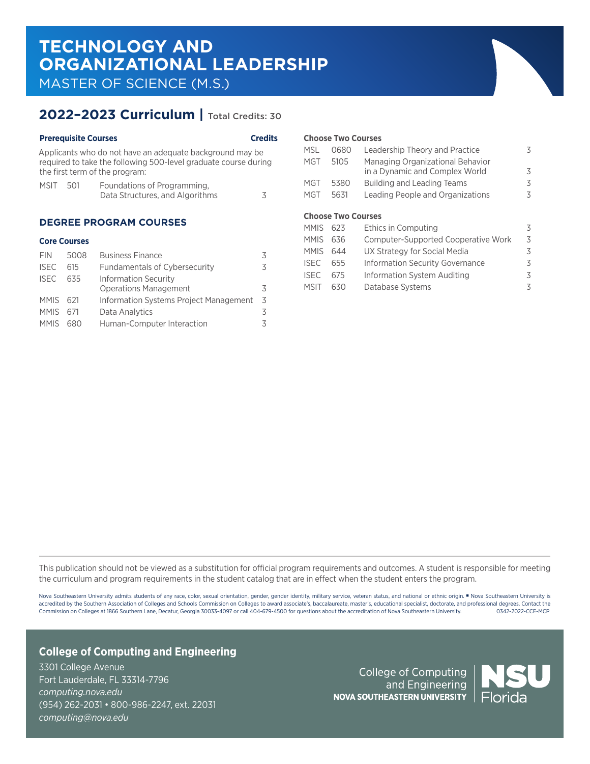# TECHNOLOGY AND ORGANIZATIONAL LEADERSHIP

MASTER OF SCIENCE (M.S.)

## 2022–2023 Curriculum | Total Credits: 30

### Prerequisite Courses

Applicants who do not have an adequate background may be required to take the following 500-level graduate course during the first term of the program:

| | | | Credits |
|---|---|---|---|
| MSIT | 501 | Foundations of Programming, Data Structures, and Algorithms | 3 |

### DEGREE PROGRAM COURSES

**Core Courses**

| | | | |
|---|---|---|---|
| FIN | 5008 | Business Finance | 3 |
| ISEC | 615 | Fundamentals of Cybersecurity | 3 |
| ISEC | 635 | Information Security Operations Management | 3 |
| MMIS | 621 | Information Systems Project Management | 3 |
| MMIS | 671 | Data Analytics | 3 |
| MMIS | 680 | Human-Computer Interaction | 3 |

**Choose Two Courses**

| | | | |
|---|---|---|---|
| MSL | 0680 | Leadership Theory and Practice | 3 |
| MGT | 5105 | Managing Organizational Behavior in a Dynamic and Complex World | 3 |
| MGT | 5380 | Building and Leading Teams | 3 |
| MGT | 5631 | Leading People and Organizations | 3 |

**Choose Two Courses**

| | | | |
|---|---|---|---|
| MMIS | 623 | Ethics in Computing | 3 |
| MMIS | 636 | Computer-Supported Cooperative Work | 3 |
| MMIS | 644 | UX Strategy for Social Media | 3 |
| ISEC | 655 | Information Security Governance | 3 |
| ISEC | 675 | Information System Auditing | 3 |
| MSIT | 630 | Database Systems | 3 |

This publication should not be viewed as a substitution for official program requirements and outcomes. A student is responsible for meeting the curriculum and program requirements in the student catalog that are in effect when the student enters the program.

Nova Southeastern University admits students of any race, color, sexual orientation, gender, gender identity, military service, veteran status, and national or ethnic origin. ▪ Nova Southeastern University is accredited by the Southern Association of Colleges and Schools Commission on Colleges to award associate's, baccalaureate, master's, educational specialist, doctorate, and professional degrees. Contact the Commission on Colleges at 1866 Southern Lane, Decatur, Georgia 30033-4097 or call 404-679-4500 for questions about the accreditation of Nova Southeastern University. 0342-2022-CCE-MCP

**College of Computing and Engineering**

3301 College Avenue
Fort Lauderdale, FL 33314-7796
*computing.nova.edu*
(954) 262-2031 • 800-986-2247, ext. 22031
*computing@nova.edu*

College of Computing and Engineering
NOVA SOUTHEASTERN UNIVERSITY
NSU Florida